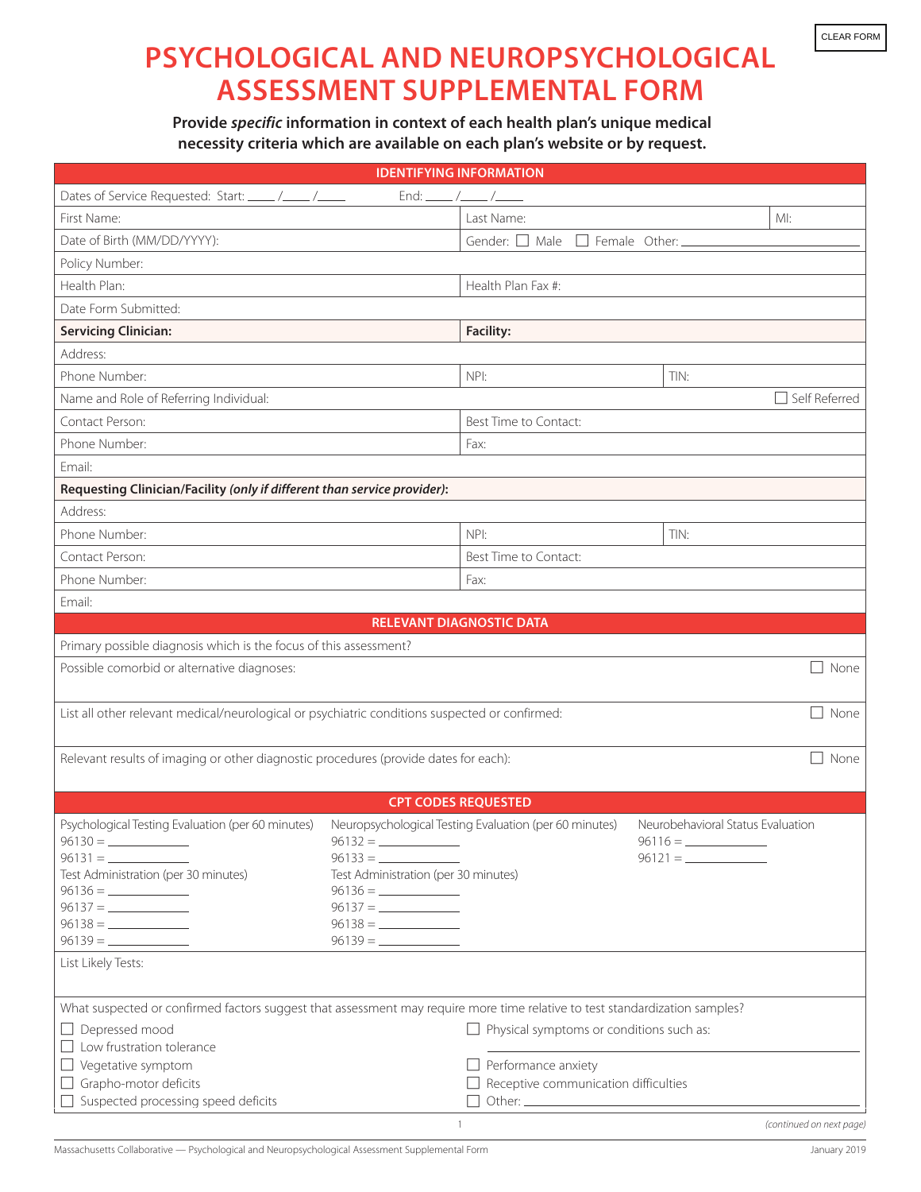# PSYCHOLOGICAL AND NEUROPSYCHOLOGICAL ASSESSMENT SUPPLEMENTAL FORM

**Provide *specific* information in context of each health plan's unique medical necessity criteria which are available on each plan's website or by request.**

## IDENTIFYING INFORMATION

Dates of Service Requested: Start: ____ /____ /____ End: ____ /____ /____

| | | |
|---|---|---|
| First Name: | Last Name: | MI: |
| Date of Birth (MM/DD/YYYY): | Gender: ☐ Male ☐ Female Other: ____________ | |
| Policy Number: | | |
| Health Plan: | Health Plan Fax #: | |
| Date Form Submitted: | | |
| **Servicing Clinician:** | **Facility:** | |
| Address: | | |
| Phone Number: | NPI: | TIN: |
| Name and Role of Referring Individual: | | ☐ Self Referred |
| Contact Person: | Best Time to Contact: | |
| Phone Number: | Fax: | |
| Email: | | |
| **Requesting Clinician/Facility *(only if different than service provider)*:** | | |
| Address: | | |
| Phone Number: | NPI: | TIN: |
| Contact Person: | Best Time to Contact: | |
| Phone Number: | Fax: | |
| Email: | | |

## RELEVANT DIAGNOSTIC DATA

Primary possible diagnosis which is the focus of this assessment?

Possible comorbid or alternative diagnoses: ☐ None

List all other relevant medical/neurological or psychiatric conditions suspected or confirmed: ☐ None

Relevant results of imaging or other diagnostic procedures (provide dates for each): ☐ None

## CPT CODES REQUESTED

| Psychological Testing Evaluation (per 60 minutes) | Neuropsychological Testing Evaluation (per 60 minutes) | Neurobehavioral Status Evaluation |
|---|---|---|
| 96130 = ________ | 96132 = ________ | 96116 = ________ |
| 96131 = ________ | 96133 = ________ | 96121 = ________ |
| Test Administration (per 30 minutes) | Test Administration (per 30 minutes) | |
| 96136 = ________ | 96136 = ________ | |
| 96137 = ________ | 96137 = ________ | |
| 96138 = ________ | 96138 = ________ | |
| 96139 = ________ | 96139 = ________ | |

List Likely Tests:

What suspected or confirmed factors suggest that assessment may require more time relative to test standardization samples?

- ☐ Depressed mood
- ☐ Low frustration tolerance
- ☐ Vegetative symptom
- ☐ Grapho-motor deficits
- ☐ Suspected processing speed deficits
- ☐ Physical symptoms or conditions such as: ____________
- ☐ Performance anxiety
- ☐ Receptive communication difficulties
- ☐ Other: ____________

*(continued on next page)*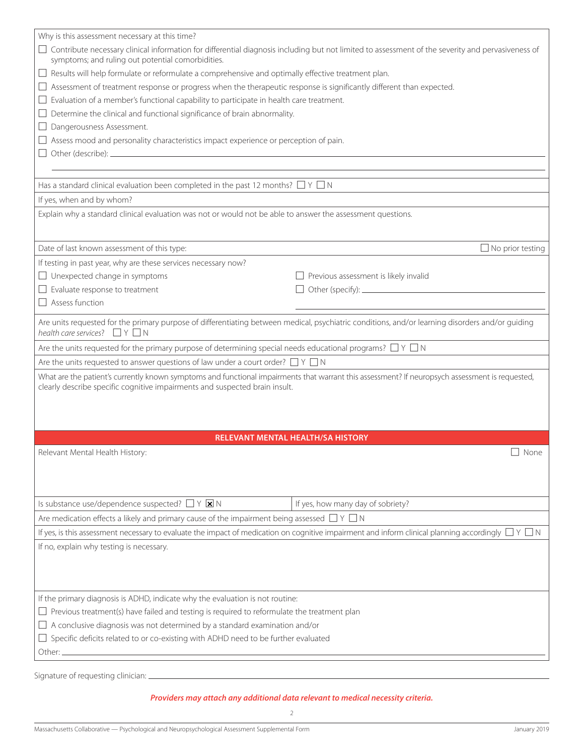Why is this assessment necessary at this time?

- ☐ Contribute necessary clinical information for differential diagnosis including but not limited to assessment of the severity and pervasiveness of symptoms; and ruling out potential comorbidities.
- ☐ Results will help formulate or reformulate a comprehensive and optimally effective treatment plan.
- ☐ Assessment of treatment response or progress when the therapeutic response is significantly different than expected.
- ☐ Evaluation of a member's functional capability to participate in health care treatment.
- ☐ Determine the clinical and functional significance of brain abnormality.
- ☐ Dangerousness Assessment.
- ☐ Assess mood and personality characteristics impact experience or perception of pain.
- ☐ Other (describe): ______________________________

Has a standard clinical evaluation been completed in the past 12 months? ☐ Y ☐ N

If yes, when and by whom?

Explain why a standard clinical evaluation was not or would not be able to answer the assessment questions.

Date of last known assessment of this type: ☐ No prior testing

If testing in past year, why are these services necessary now?

- ☐ Unexpected change in symptoms
- ☐ Evaluate response to treatment
- ☐ Assess function
- ☐ Previous assessment is likely invalid
- ☐ Other (specify): ______________________________

Are units requested for the primary purpose of differentiating between medical, psychiatric conditions, and/or learning disorders and/or guiding *health care services*? ☐ Y ☐ N

Are the units requested for the primary purpose of determining special needs educational programs? ☐ Y ☐ N

Are the units requested to answer questions of law under a court order? ☐ Y ☐ N

What are the patient's currently known symptoms and functional impairments that warrant this assessment? If neuropsych assessment is requested, clearly describe specific cognitive impairments and suspected brain insult.

## RELEVANT MENTAL HEALTH/SA HISTORY

Relevant Mental Health History: ☐ None

Is substance use/dependence suspected? ☐ Y ☒ N | If yes, how many day of sobriety?

Are medication effects a likely and primary cause of the impairment being assessed ☐ Y ☐ N

If yes, is this assessment necessary to evaluate the impact of medication on cognitive impairment and inform clinical planning accordingly ☐ Y ☐ N

If no, explain why testing is necessary.

If the primary diagnosis is ADHD, indicate why the evaluation is not routine:

- ☐ Previous treatment(s) have failed and testing is required to reformulate the treatment plan
- ☐ A conclusive diagnosis was not determined by a standard examination and/or
- ☐ Specific deficits related to or co-existing with ADHD need to be further evaluated

Other: ______________________________

Signature of requesting clinician: ______________________________

***Providers may attach any additional data relevant to medical necessity criteria.***